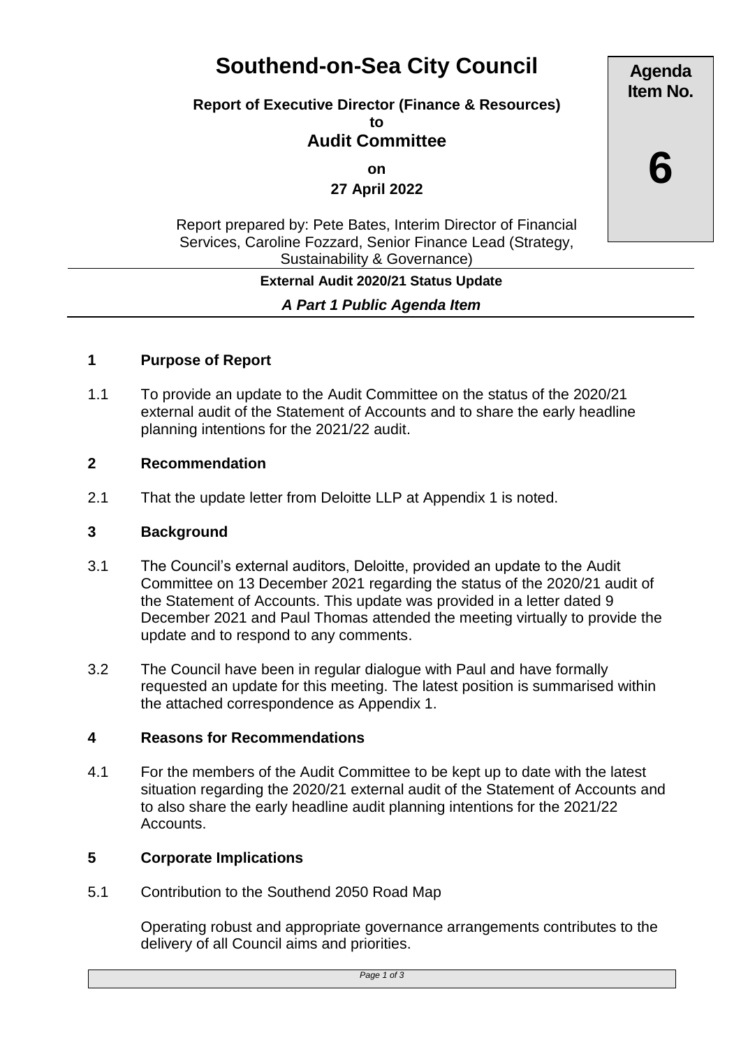# Southend-on-Sea City Council

**Agenda Item No.**

**6**

**Report of Executive Director (Finance & Resources)**
**to**
**Audit Committee**

**on**
**27 April 2022**

Report prepared by: Pete Bates, Interim Director of Financial Services, Caroline Fozzard, Senior Finance Lead (Strategy, Sustainability & Governance)

**External Audit 2020/21 Status Update**

***A Part 1 Public Agenda Item***

## 1 Purpose of Report

1.1 To provide an update to the Audit Committee on the status of the 2020/21 external audit of the Statement of Accounts and to share the early headline planning intentions for the 2021/22 audit.

## 2 Recommendation

2.1 That the update letter from Deloitte LLP at Appendix 1 is noted.

## 3 Background

3.1 The Council's external auditors, Deloitte, provided an update to the Audit Committee on 13 December 2021 regarding the status of the 2020/21 audit of the Statement of Accounts. This update was provided in a letter dated 9 December 2021 and Paul Thomas attended the meeting virtually to provide the update and to respond to any comments.

3.2 The Council have been in regular dialogue with Paul and have formally requested an update for this meeting. The latest position is summarised within the attached correspondence as Appendix 1.

## 4 Reasons for Recommendations

4.1 For the members of the Audit Committee to be kept up to date with the latest situation regarding the 2020/21 external audit of the Statement of Accounts and to also share the early headline audit planning intentions for the 2021/22 Accounts.

## 5 Corporate Implications

5.1 Contribution to the Southend 2050 Road Map

Operating robust and appropriate governance arrangements contributes to the delivery of all Council aims and priorities.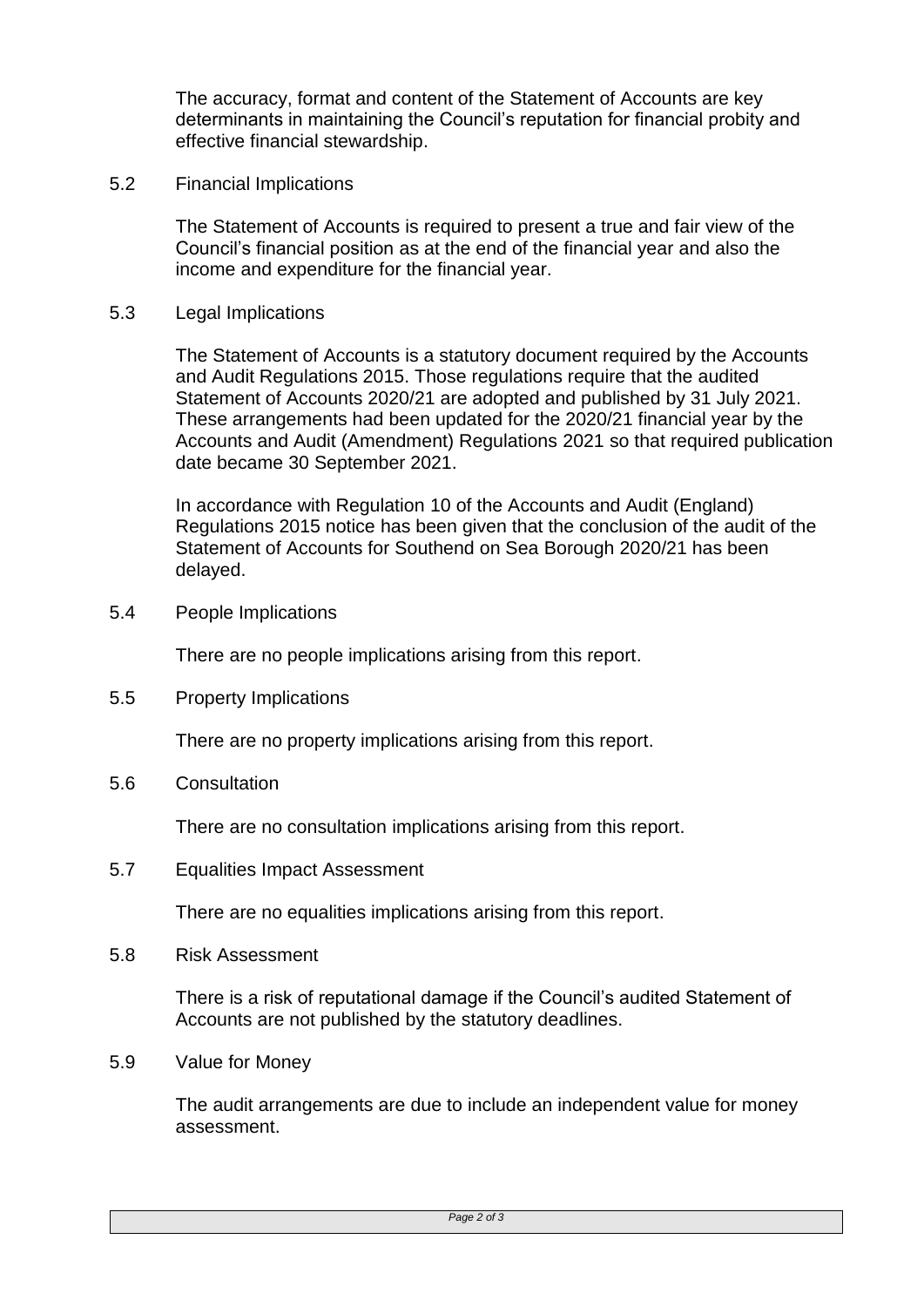The accuracy, format and content of the Statement of Accounts are key determinants in maintaining the Council's reputation for financial probity and effective financial stewardship.

5.2 Financial Implications

The Statement of Accounts is required to present a true and fair view of the Council's financial position as at the end of the financial year and also the income and expenditure for the financial year.

5.3 Legal Implications

The Statement of Accounts is a statutory document required by the Accounts and Audit Regulations 2015. Those regulations require that the audited Statement of Accounts 2020/21 are adopted and published by 31 July 2021. These arrangements had been updated for the 2020/21 financial year by the Accounts and Audit (Amendment) Regulations 2021 so that required publication date became 30 September 2021.

In accordance with Regulation 10 of the Accounts and Audit (England) Regulations 2015 notice has been given that the conclusion of the audit of the Statement of Accounts for Southend on Sea Borough 2020/21 has been delayed.

5.4 People Implications

There are no people implications arising from this report.

5.5 Property Implications

There are no property implications arising from this report.

5.6 Consultation

There are no consultation implications arising from this report.

5.7 Equalities Impact Assessment

There are no equalities implications arising from this report.

5.8 Risk Assessment

There is a risk of reputational damage if the Council's audited Statement of Accounts are not published by the statutory deadlines.

5.9 Value for Money

The audit arrangements are due to include an independent value for money assessment.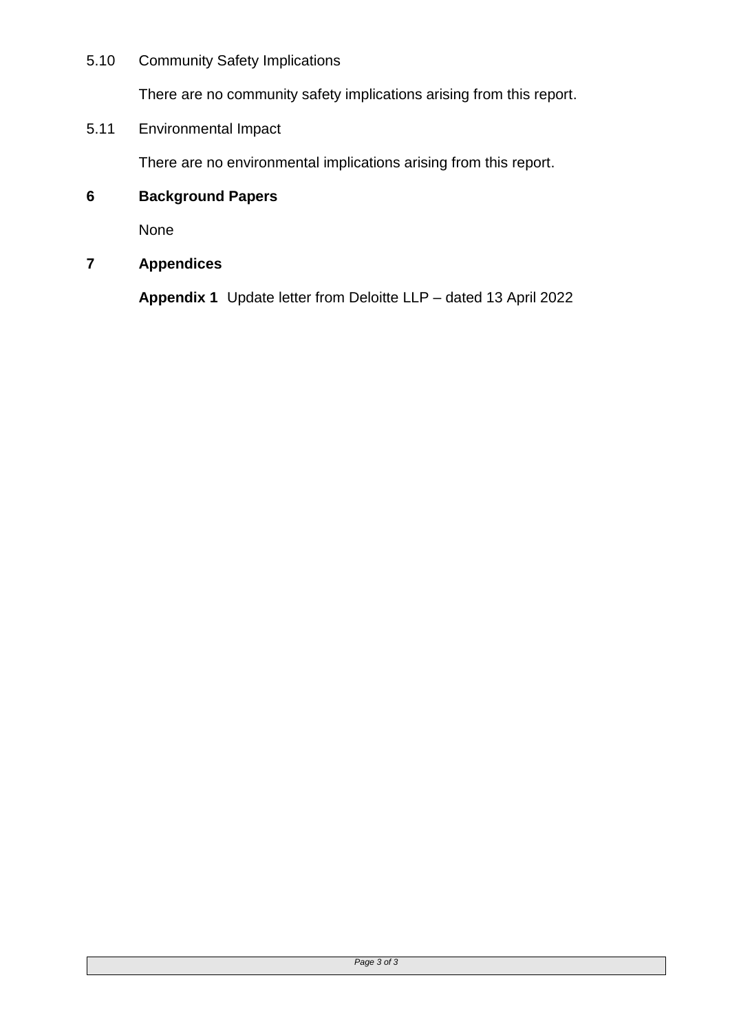5.10 Community Safety Implications

There are no community safety implications arising from this report.

5.11 Environmental Impact

There are no environmental implications arising from this report.

## 6 Background Papers

None

## 7 Appendices

**Appendix 1** Update letter from Deloitte LLP – dated 13 April 2022